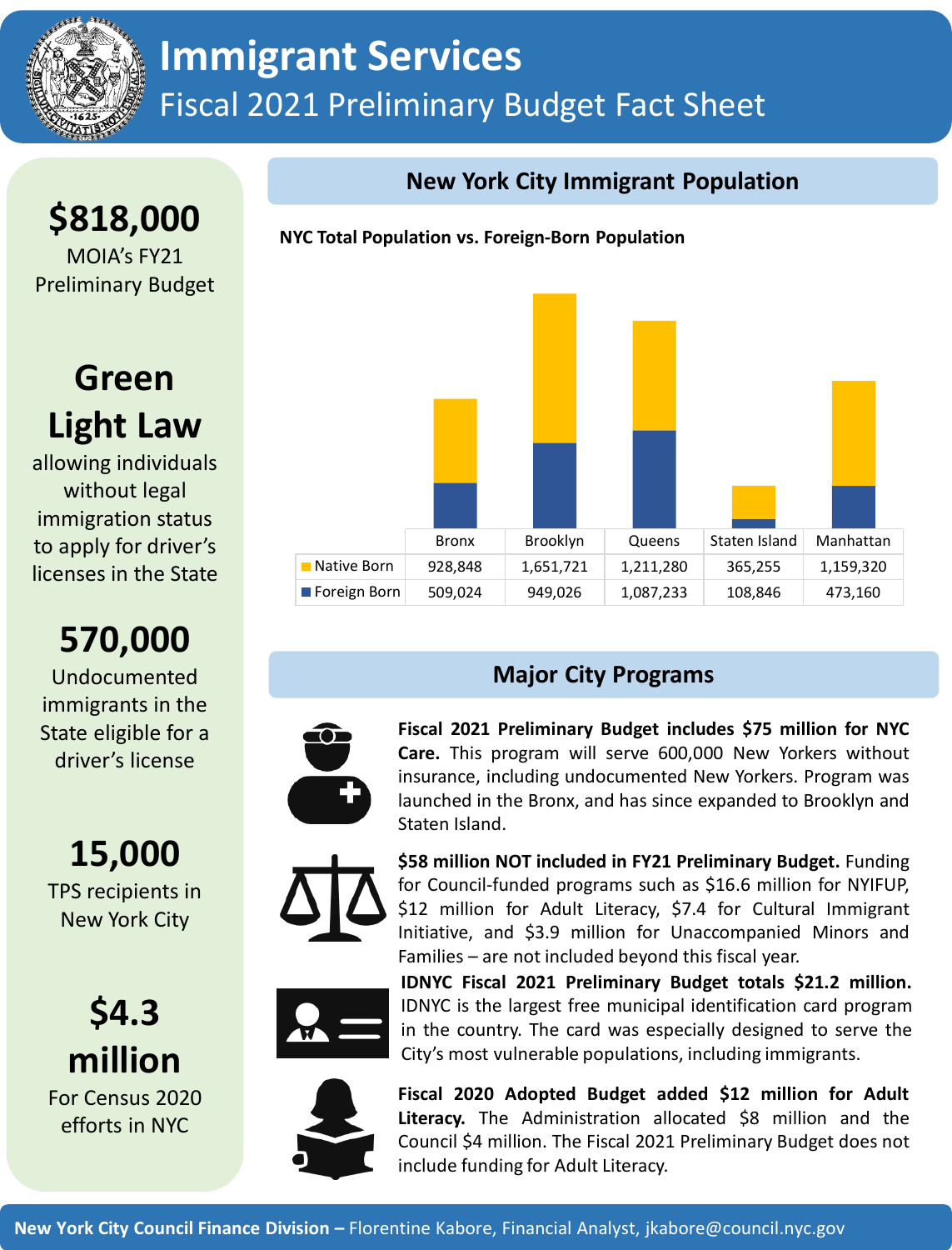# Immigrant Services

## Fiscal 2021 Preliminary Budget Fact Sheet

**$818,000**

MOIA's FY21 Preliminary Budget

**Green Light Law**

allowing individuals without legal immigration status to apply for driver's licenses in the State

**570,000**

Undocumented immigrants in the State eligible for a driver's license

**15,000**

TPS recipients in New York City

**$4.3 million**

For Census 2020 efforts in NYC

## New York City Immigrant Population

**NYC Total Population vs. Foreign-Born Population**

| | Bronx | Brooklyn | Queens | Staten Island | Manhattan |
|---|---|---|---|---|---|
| Native Born | 928,848 | 1,651,721 | 1,211,280 | 365,255 | 1,159,320 |
| Foreign Born | 509,024 | 949,026 | 1,087,233 | 108,846 | 473,160 |

## Major City Programs

**Fiscal 2021 Preliminary Budget includes $75 million for NYC Care.** This program will serve 600,000 New Yorkers without insurance, including undocumented New Yorkers. Program was launched in the Bronx, and has since expanded to Brooklyn and Staten Island.

**$58 million NOT included in FY21 Preliminary Budget.** Funding for Council-funded programs such as $16.6 million for NYIFUP, $12 million for Adult Literacy, $7.4 for Cultural Immigrant Initiative, and $3.9 million for Unaccompanied Minors and Families – are not included beyond this fiscal year.

**IDNYC Fiscal 2021 Preliminary Budget totals $21.2 million.** IDNYC is the largest free municipal identification card program in the country. The card was especially designed to serve the City's most vulnerable populations, including immigrants.

**Fiscal 2020 Adopted Budget added $12 million for Adult Literacy.** The Administration allocated $8 million and the Council $4 million. The Fiscal 2021 Preliminary Budget does not include funding for Adult Literacy.

**New York City Council Finance Division –** Florentine Kabore, Financial Analyst, jkabore@council.nyc.gov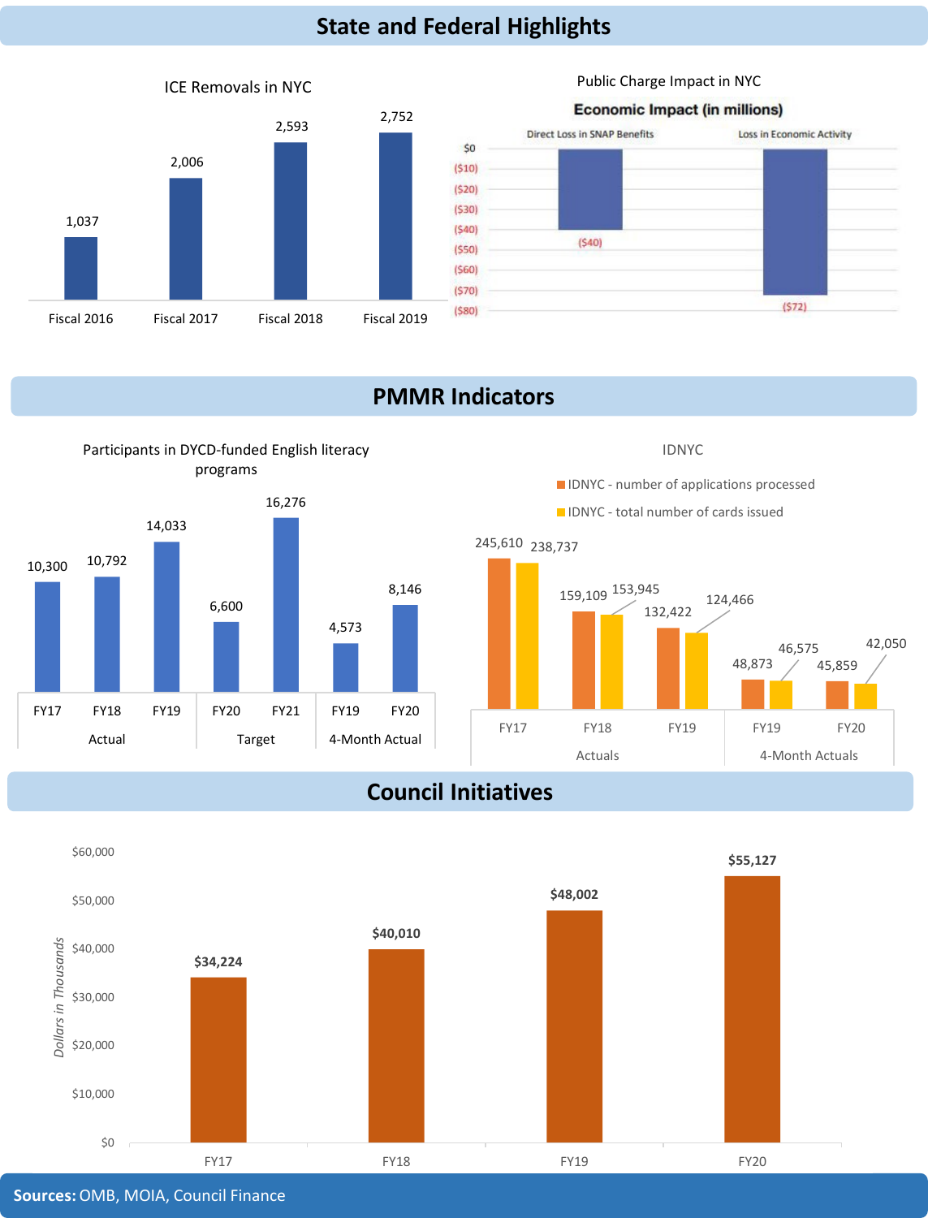## State and Federal Highlights

ICE Removals in NYC

1,037
2,006
2,593
2,752

Fiscal 2016
Fiscal 2017
Fiscal 2018
Fiscal 2019

Public Charge Impact in NYC

Economic Impact (in millions)

Direct Loss in SNAP Benefits
Loss in Economic Activity

$0
($10)
($20)
($30)
($40)
($50)
($60)
($70)
($80)

($40)
($72)

## PMMR Indicators

Participants in DYCD-funded English literacy programs

10,300
10,792
14,033
6,600
16,276
4,573
8,146

FY17
FY18
FY19
FY20
FY21
FY19
FY20

Actual
Target
4-Month Actual

IDNYC

IDNYC - number of applications processed
IDNYC - total number of cards issued

245,610
238,737
159,109
153,945
132,422
124,466
48,873
46,575
45,859
42,050

FY17
FY18
FY19
FY19
FY20

Actuals
4-Month Actuals

## Council Initiatives

Dollars in Thousands

$60,000
$50,000
$40,000
$30,000
$20,000
$10,000
$0

$34,224
$40,010
$48,002
$55,127

FY17
FY18
FY19
FY20

**Sources:** OMB, MOIA, Council Finance